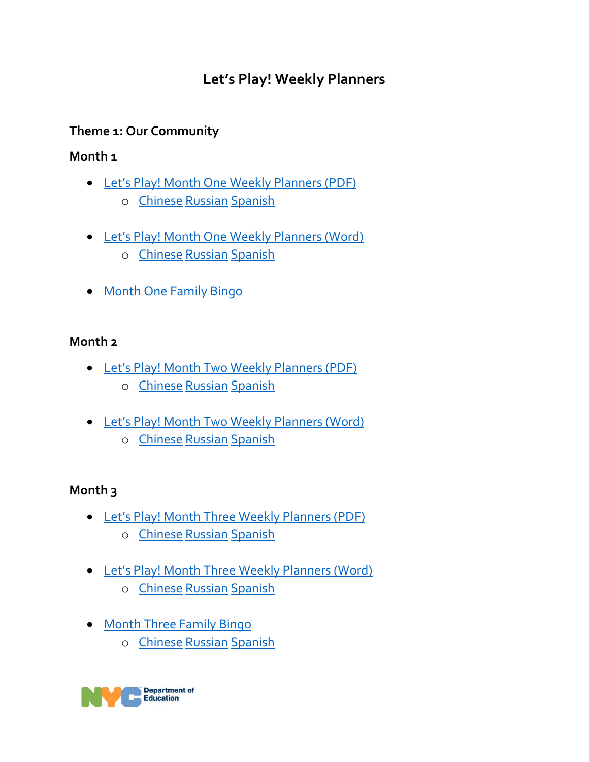# Let's Play! Weekly Planners

## Theme 1: Our Community

### Month 1

- Let's Play! Month One Weekly Planners (PDF)
  - Chinese Russian Spanish
- Let's Play! Month One Weekly Planners (Word)
  - Chinese Russian Spanish
- Month One Family Bingo

### Month 2

- Let's Play! Month Two Weekly Planners (PDF)
  - Chinese Russian Spanish
- Let's Play! Month Two Weekly Planners (Word)
  - Chinese Russian Spanish

### Month 3

- Let's Play! Month Three Weekly Planners (PDF)
  - Chinese Russian Spanish
- Let's Play! Month Three Weekly Planners (Word)
  - Chinese Russian Spanish
- Month Three Family Bingo
  - Chinese Russian Spanish

NYC Department of Education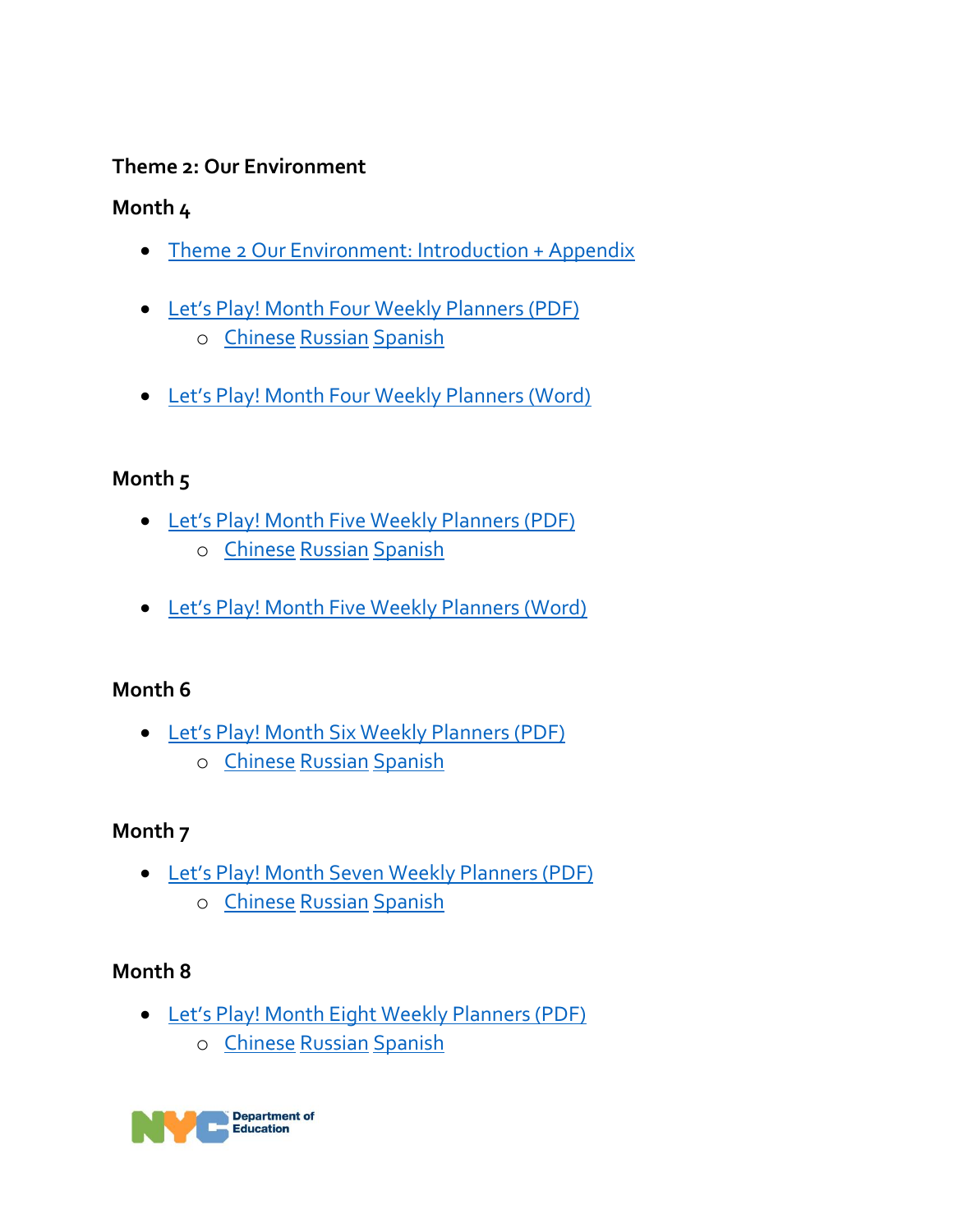### Theme 2: Our Environment

#### Month 4

- Theme 2 Our Environment: Introduction + Appendix
- Let's Play! Month Four Weekly Planners (PDF)
  - Chinese Russian Spanish
- Let's Play! Month Four Weekly Planners (Word)

#### Month 5

- Let's Play! Month Five Weekly Planners (PDF)
  - Chinese Russian Spanish
- Let's Play! Month Five Weekly Planners (Word)

#### Month 6

- Let's Play! Month Six Weekly Planners (PDF)
  - Chinese Russian Spanish

#### Month 7

- Let's Play! Month Seven Weekly Planners (PDF)
  - Chinese Russian Spanish

#### Month 8

- Let's Play! Month Eight Weekly Planners (PDF)
  - Chinese Russian Spanish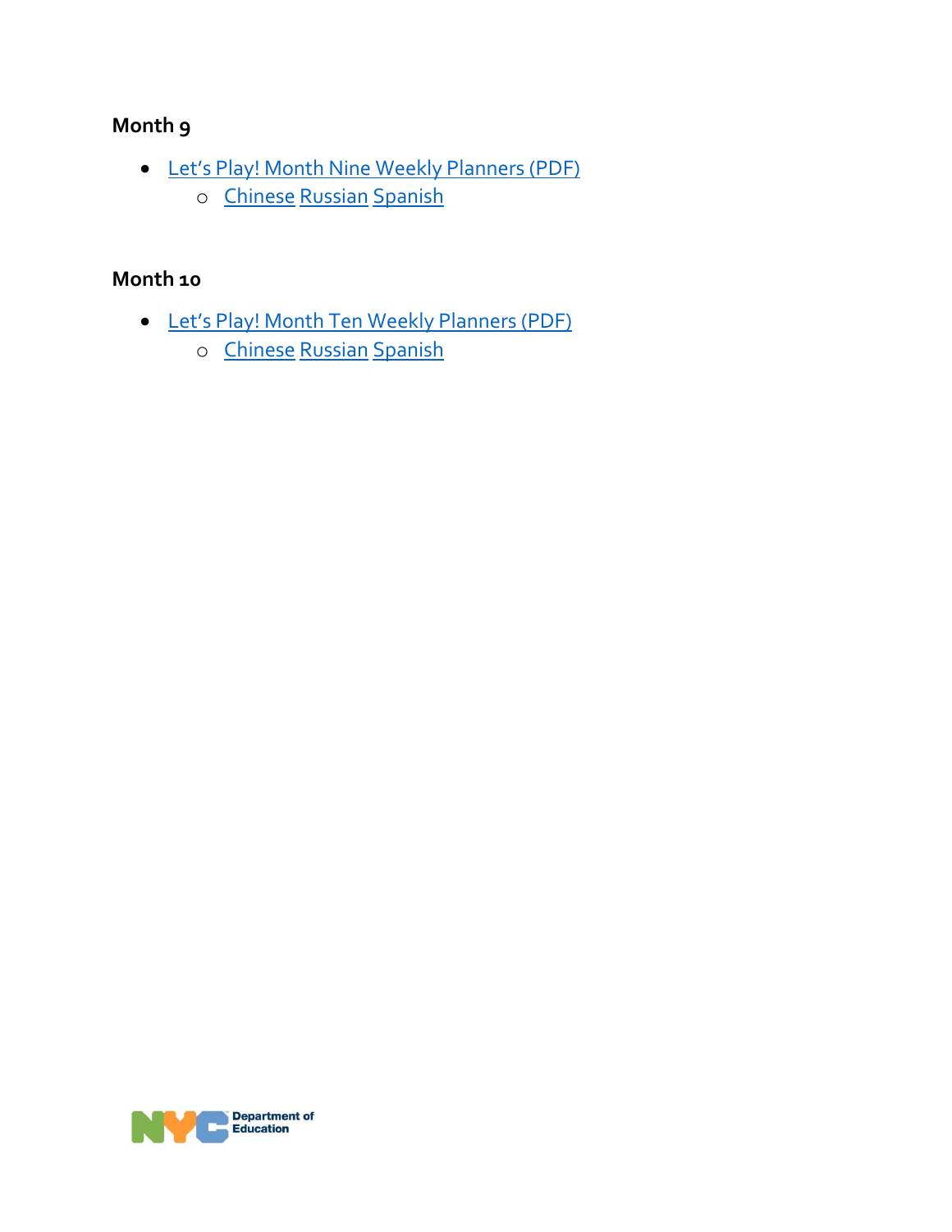**Month 9**

- Let's Play! Month Nine Weekly Planners (PDF)
    - Chinese Russian Spanish

**Month 10**

- Let's Play! Month Ten Weekly Planners (PDF)
    - Chinese Russian Spanish